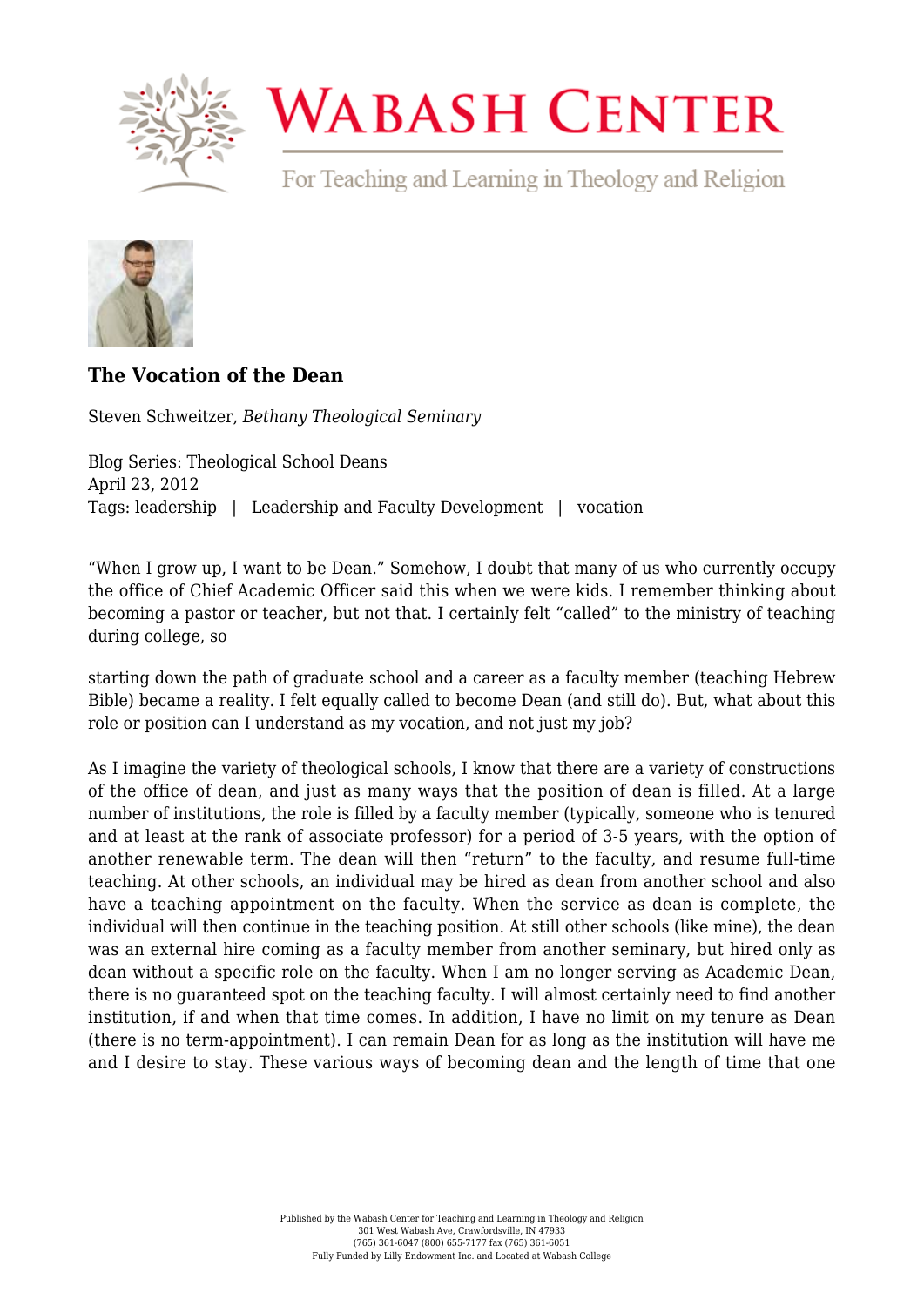# The Vocation of the Dean

Steven Schweitzer, *Bethany Theological Seminary*

Blog Series: Theological School Deans
April 23, 2012
Tags: leadership | Leadership and Faculty Development | vocation

"When I grow up, I want to be Dean." Somehow, I doubt that many of us who currently occupy the office of Chief Academic Officer said this when we were kids. I remember thinking about becoming a pastor or teacher, but not that. I certainly felt "called" to the ministry of teaching during college, so starting down the path of graduate school and a career as a faculty member (teaching Hebrew Bible) became a reality. I felt equally called to become Dean (and still do). But, what about this role or position can I understand as my vocation, and not just my job?

As I imagine the variety of theological schools, I know that there are a variety of constructions of the office of dean, and just as many ways that the position of dean is filled. At a large number of institutions, the role is filled by a faculty member (typically, someone who is tenured and at least at the rank of associate professor) for a period of 3-5 years, with the option of another renewable term. The dean will then "return" to the faculty, and resume full-time teaching. At other schools, an individual may be hired as dean from another school and also have a teaching appointment on the faculty. When the service as dean is complete, the individual will then continue in the teaching position. At still other schools (like mine), the dean was an external hire coming as a faculty member from another seminary, but hired only as dean without a specific role on the faculty. When I am no longer serving as Academic Dean, there is no guaranteed spot on the teaching faculty. I will almost certainly need to find another institution, if and when that time comes. In addition, I have no limit on my tenure as Dean (there is no term-appointment). I can remain Dean for as long as the institution will have me and I desire to stay. These various ways of becoming dean and the length of time that one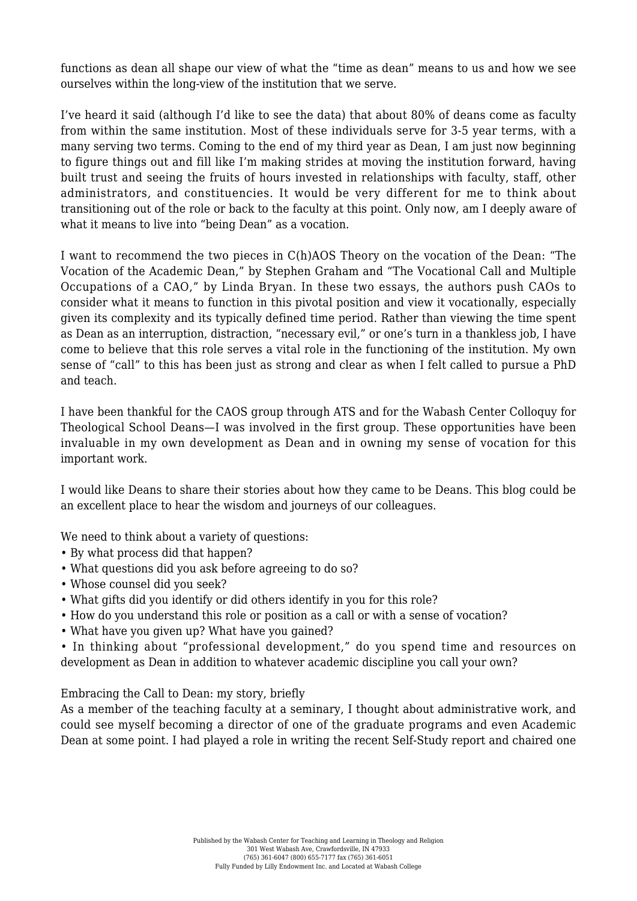functions as dean all shape our view of what the "time as dean" means to us and how we see ourselves within the long-view of the institution that we serve.

I've heard it said (although I'd like to see the data) that about 80% of deans come as faculty from within the same institution. Most of these individuals serve for 3-5 year terms, with a many serving two terms. Coming to the end of my third year as Dean, I am just now beginning to figure things out and fill like I'm making strides at moving the institution forward, having built trust and seeing the fruits of hours invested in relationships with faculty, staff, other administrators, and constituencies. It would be very different for me to think about transitioning out of the role or back to the faculty at this point. Only now, am I deeply aware of what it means to live into "being Dean" as a vocation.

I want to recommend the two pieces in C(h)AOS Theory on the vocation of the Dean: "The Vocation of the Academic Dean," by Stephen Graham and "The Vocational Call and Multiple Occupations of a CAO," by Linda Bryan. In these two essays, the authors push CAOs to consider what it means to function in this pivotal position and view it vocationally, especially given its complexity and its typically defined time period. Rather than viewing the time spent as Dean as an interruption, distraction, "necessary evil," or one's turn in a thankless job, I have come to believe that this role serves a vital role in the functioning of the institution. My own sense of "call" to this has been just as strong and clear as when I felt called to pursue a PhD and teach.

I have been thankful for the CAOS group through ATS and for the Wabash Center Colloquy for Theological School Deans—I was involved in the first group. These opportunities have been invaluable in my own development as Dean and in owning my sense of vocation for this important work.

I would like Deans to share their stories about how they came to be Deans. This blog could be an excellent place to hear the wisdom and journeys of our colleagues.

We need to think about a variety of questions:

- By what process did that happen?
- What questions did you ask before agreeing to do so?
- Whose counsel did you seek?
- What gifts did you identify or did others identify in you for this role?
- How do you understand this role or position as a call or with a sense of vocation?
- What have you given up? What have you gained?
- In thinking about "professional development," do you spend time and resources on development as Dean in addition to whatever academic discipline you call your own?

Embracing the Call to Dean: my story, briefly

As a member of the teaching faculty at a seminary, I thought about administrative work, and could see myself becoming a director of one of the graduate programs and even Academic Dean at some point. I had played a role in writing the recent Self-Study report and chaired one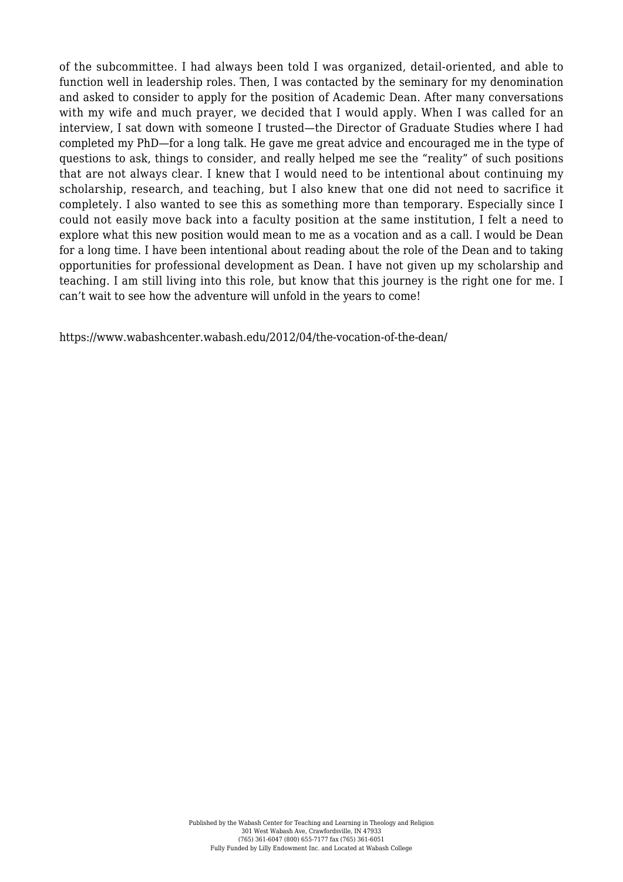of the subcommittee. I had always been told I was organized, detail-oriented, and able to function well in leadership roles. Then, I was contacted by the seminary for my denomination and asked to consider to apply for the position of Academic Dean. After many conversations with my wife and much prayer, we decided that I would apply. When I was called for an interview, I sat down with someone I trusted—the Director of Graduate Studies where I had completed my PhD—for a long talk. He gave me great advice and encouraged me in the type of questions to ask, things to consider, and really helped me see the “reality” of such positions that are not always clear. I knew that I would need to be intentional about continuing my scholarship, research, and teaching, but I also knew that one did not need to sacrifice it completely. I also wanted to see this as something more than temporary. Especially since I could not easily move back into a faculty position at the same institution, I felt a need to explore what this new position would mean to me as a vocation and as a call. I would be Dean for a long time. I have been intentional about reading about the role of the Dean and to taking opportunities for professional development as Dean. I have not given up my scholarship and teaching. I am still living into this role, but know that this journey is the right one for me. I can’t wait to see how the adventure will unfold in the years to come!

https://www.wabashcenter.wabash.edu/2012/04/the-vocation-of-the-dean/